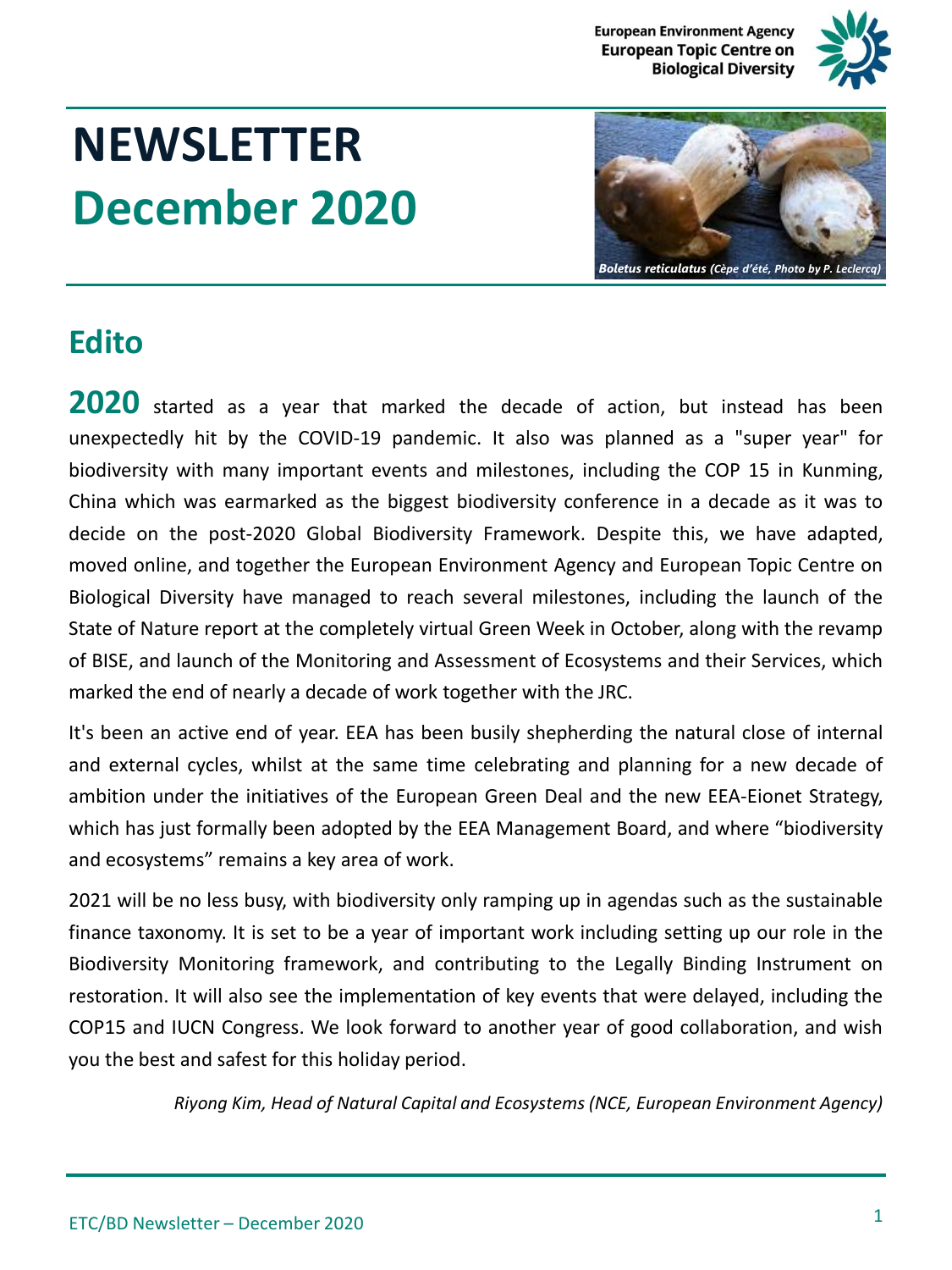European Environment Agency
European Topic Centre on Biological Diversity

# NEWSLETTER
# December 2020

***Boletus reticulatus*** *(Cèpe d'été, Photo by P. Leclercq)*

## Edito

**2020** started as a year that marked the decade of action, but instead has been unexpectedly hit by the COVID-19 pandemic. It also was planned as a "super year" for biodiversity with many important events and milestones, including the COP 15 in Kunming, China which was earmarked as the biggest biodiversity conference in a decade as it was to decide on the post-2020 Global Biodiversity Framework. Despite this, we have adapted, moved online, and together the European Environment Agency and European Topic Centre on Biological Diversity have managed to reach several milestones, including the launch of the State of Nature report at the completely virtual Green Week in October, along with the revamp of BISE, and launch of the Monitoring and Assessment of Ecosystems and their Services, which marked the end of nearly a decade of work together with the JRC.

It's been an active end of year. EEA has been busily shepherding the natural close of internal and external cycles, whilst at the same time celebrating and planning for a new decade of ambition under the initiatives of the European Green Deal and the new EEA-Eionet Strategy, which has just formally been adopted by the EEA Management Board, and where "biodiversity and ecosystems" remains a key area of work.

2021 will be no less busy, with biodiversity only ramping up in agendas such as the sustainable finance taxonomy. It is set to be a year of important work including setting up our role in the Biodiversity Monitoring framework, and contributing to the Legally Binding Instrument on restoration. It will also see the implementation of key events that were delayed, including the COP15 and IUCN Congress. We look forward to another year of good collaboration, and wish you the best and safest for this holiday period.

*Riyong Kim, Head of Natural Capital and Ecosystems (NCE, European Environment Agency)*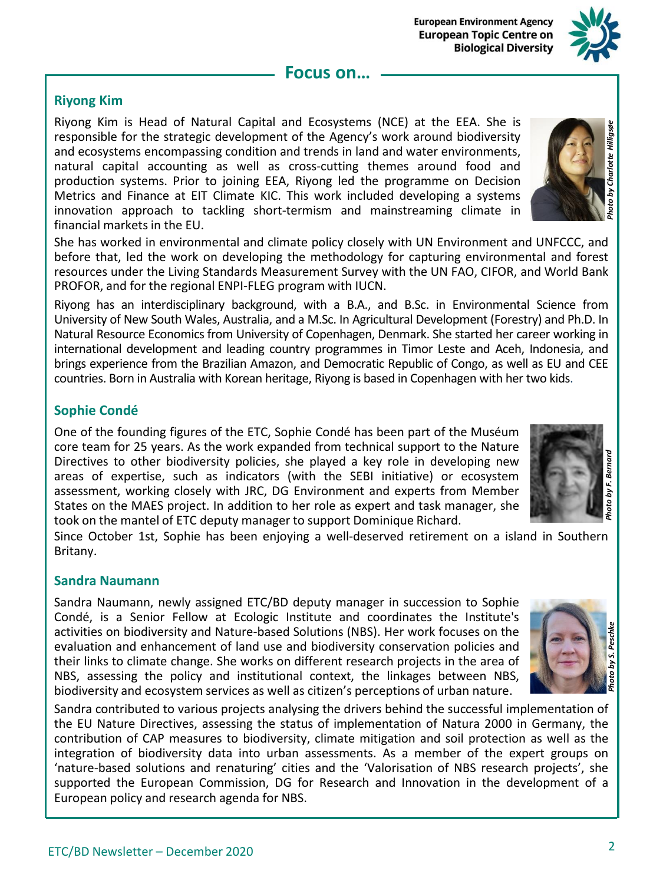## Focus on…

### Riyong Kim

Riyong Kim is Head of Natural Capital and Ecosystems (NCE) at the EEA. She is responsible for the strategic development of the Agency's work around biodiversity and ecosystems encompassing condition and trends in land and water environments, natural capital accounting as well as cross-cutting themes around food and production systems. Prior to joining EEA, Riyong led the programme on Decision Metrics and Finance at EIT Climate KIC. This work included developing a systems innovation approach to tackling short-termism and mainstreaming climate in financial markets in the EU.

*Photo by Charlotte Hilligsøe*

She has worked in environmental and climate policy closely with UN Environment and UNFCCC, and before that, led the work on developing the methodology for capturing environmental and forest resources under the Living Standards Measurement Survey with the UN FAO, CIFOR, and World Bank PROFOR, and for the regional ENPI-FLEG program with IUCN.

Riyong has an interdisciplinary background, with a B.A., and B.Sc. in Environmental Science from University of New South Wales, Australia, and a M.Sc. In Agricultural Development (Forestry) and Ph.D. In Natural Resource Economics from University of Copenhagen, Denmark. She started her career working in international development and leading country programmes in Timor Leste and Aceh, Indonesia, and brings experience from the Brazilian Amazon, and Democratic Republic of Congo, as well as EU and CEE countries. Born in Australia with Korean heritage, Riyong is based in Copenhagen with her two kids.

### Sophie Condé

One of the founding figures of the ETC, Sophie Condé has been part of the Muséum core team for 25 years. As the work expanded from technical support to the Nature Directives to other biodiversity policies, she played a key role in developing new areas of expertise, such as indicators (with the SEBI initiative) or ecosystem assessment, working closely with JRC, DG Environment and experts from Member States on the MAES project. In addition to her role as expert and task manager, she took on the mantel of ETC deputy manager to support Dominique Richard.

*Photo by F. Bernard*

Since October 1st, Sophie has been enjoying a well-deserved retirement on a island in Southern Britany.

### Sandra Naumann

Sandra Naumann, newly assigned ETC/BD deputy manager in succession to Sophie Condé, is a Senior Fellow at Ecologic Institute and coordinates the Institute's activities on biodiversity and Nature-based Solutions (NBS). Her work focuses on the evaluation and enhancement of land use and biodiversity conservation policies and their links to climate change. She works on different research projects in the area of NBS, assessing the policy and institutional context, the linkages between NBS, biodiversity and ecosystem services as well as citizen's perceptions of urban nature.

*Photo by S. Peschke*

Sandra contributed to various projects analysing the drivers behind the successful implementation of the EU Nature Directives, assessing the status of implementation of Natura 2000 in Germany, the contribution of CAP measures to biodiversity, climate mitigation and soil protection as well as the integration of biodiversity data into urban assessments. As a member of the expert groups on 'nature-based solutions and renaturing' cities and the 'Valorisation of NBS research projects', she supported the European Commission, DG for Research and Innovation in the development of a European policy and research agenda for NBS.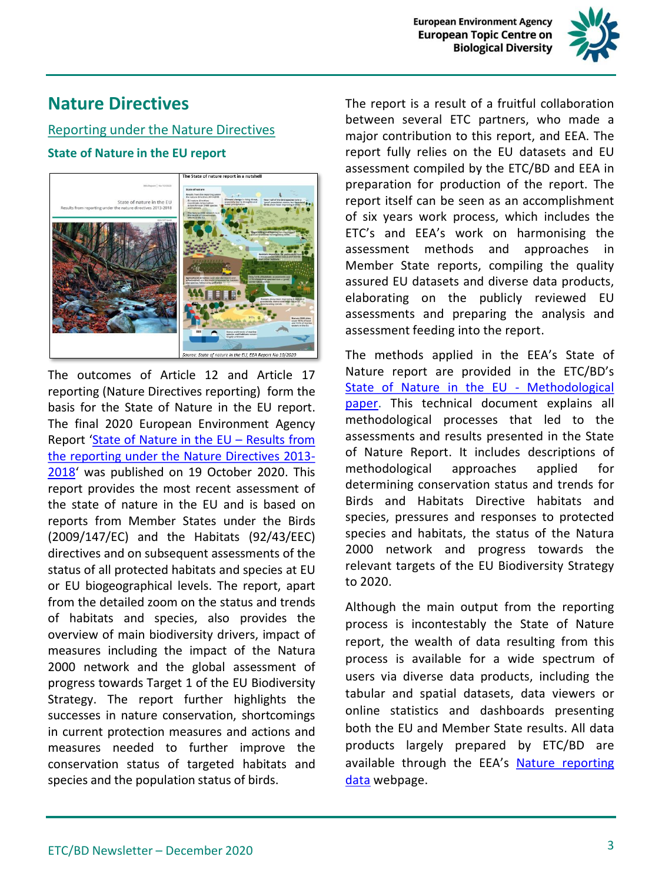## Nature Directives

### Reporting under the Nature Directives

**State of Nature in the EU report**

Source: State of nature in the EU, EEA Report No 10/2020

The outcomes of Article 12 and Article 17 reporting (Nature Directives reporting) form the basis for the State of Nature in the EU report. The final 2020 European Environment Agency Report 'State of Nature in the EU – Results from the reporting under the Nature Directives 2013-2018' was published on 19 October 2020. This report provides the most recent assessment of the state of nature in the EU and is based on reports from Member States under the Birds (2009/147/EC) and the Habitats (92/43/EEC) directives and on subsequent assessments of the status of all protected habitats and species at EU or EU biogeographical levels. The report, apart from the detailed zoom on the status and trends of habitats and species, also provides the overview of main biodiversity drivers, impact of measures including the impact of the Natura 2000 network and the global assessment of progress towards Target 1 of the EU Biodiversity Strategy. The report further highlights the successes in nature conservation, shortcomings in current protection measures and actions and measures needed to further improve the conservation status of targeted habitats and species and the population status of birds.

The report is a result of a fruitful collaboration between several ETC partners, who made a major contribution to this report, and EEA. The report fully relies on the EU datasets and EU assessment compiled by the ETC/BD and EEA in preparation for production of the report. The report itself can be seen as an accomplishment of six years work process, which includes the ETC's and EEA's work on harmonising the assessment methods and approaches in Member State reports, compiling the quality assured EU datasets and diverse data products, elaborating on the publicly reviewed EU assessments and preparing the analysis and assessment feeding into the report.

The methods applied in the EEA's State of Nature report are provided in the ETC/BD's State of Nature in the EU - Methodological paper. This technical document explains all methodological processes that led to the assessments and results presented in the State of Nature Report. It includes descriptions of methodological approaches applied for determining conservation status and trends for Birds and Habitats Directive habitats and species, pressures and responses to protected species and habitats, the status of the Natura 2000 network and progress towards the relevant targets of the EU Biodiversity Strategy to 2020.

Although the main output from the reporting process is incontestably the State of Nature report, the wealth of data resulting from this process is available for a wide spectrum of users via diverse data products, including the tabular and spatial datasets, data viewers or online statistics and dashboards presenting both the EU and Member State results. All data products largely prepared by ETC/BD are available through the EEA's Nature reporting data webpage.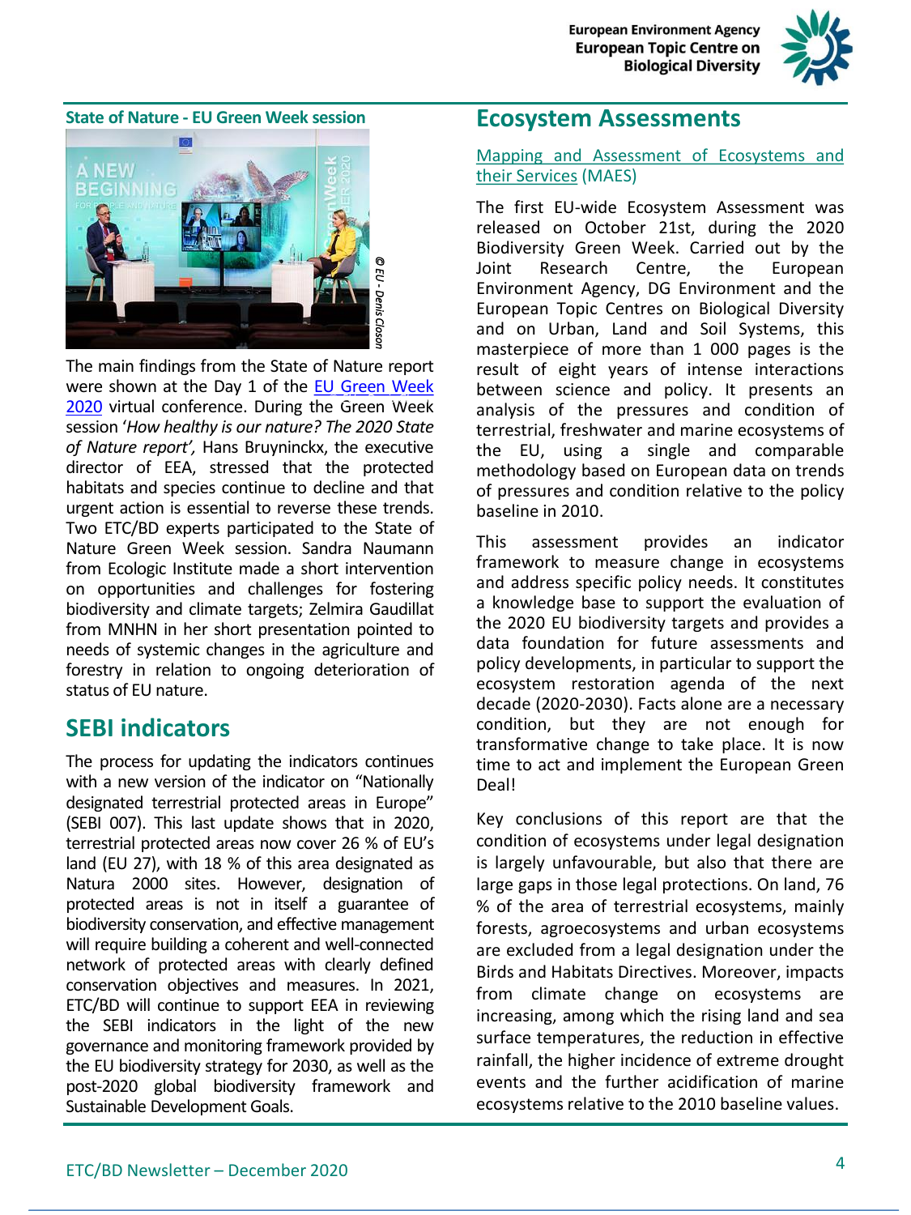### State of Nature - EU Green Week session

The main findings from the State of Nature report were shown at the Day 1 of the EU Green Week 2020 virtual conference. During the Green Week session '*How healthy is our nature? The 2020 State of Nature report',* Hans Bruyninckx, the executive director of EEA, stressed that the protected habitats and species continue to decline and that urgent action is essential to reverse these trends. Two ETC/BD experts participated to the State of Nature Green Week session. Sandra Naumann from Ecologic Institute made a short intervention on opportunities and challenges for fostering biodiversity and climate targets; Zelmira Gaudillat from MNHN in her short presentation pointed to needs of systemic changes in the agriculture and forestry in relation to ongoing deterioration of status of EU nature.

## SEBI indicators

The process for updating the indicators continues with a new version of the indicator on "Nationally designated terrestrial protected areas in Europe" (SEBI 007). This last update shows that in 2020, terrestrial protected areas now cover 26 % of EU's land (EU 27), with 18 % of this area designated as Natura 2000 sites. However, designation of protected areas is not in itself a guarantee of biodiversity conservation, and effective management will require building a coherent and well-connected network of protected areas with clearly defined conservation objectives and measures. In 2021, ETC/BD will continue to support EEA in reviewing the SEBI indicators in the light of the new governance and monitoring framework provided by the EU biodiversity strategy for 2030, as well as the post-2020 global biodiversity framework and Sustainable Development Goals.

## Ecosystem Assessments

Mapping and Assessment of Ecosystems and their Services (MAES)

The first EU-wide Ecosystem Assessment was released on October 21st, during the 2020 Biodiversity Green Week. Carried out by the Joint Research Centre, the European Environment Agency, DG Environment and the European Topic Centres on Biological Diversity and on Urban, Land and Soil Systems, this masterpiece of more than 1 000 pages is the result of eight years of intense interactions between science and policy. It presents an analysis of the pressures and condition of terrestrial, freshwater and marine ecosystems of the EU, using a single and comparable methodology based on European data on trends of pressures and condition relative to the policy baseline in 2010.

This assessment provides an indicator framework to measure change in ecosystems and address specific policy needs. It constitutes a knowledge base to support the evaluation of the 2020 EU biodiversity targets and provides a data foundation for future assessments and policy developments, in particular to support the ecosystem restoration agenda of the next decade (2020-2030). Facts alone are a necessary condition, but they are not enough for transformative change to take place. It is now time to act and implement the European Green Deal!

Key conclusions of this report are that the condition of ecosystems under legal designation is largely unfavourable, but also that there are large gaps in those legal protections. On land, 76 % of the area of terrestrial ecosystems, mainly forests, agroecosystems and urban ecosystems are excluded from a legal designation under the Birds and Habitats Directives. Moreover, impacts from climate change on ecosystems are increasing, among which the rising land and sea surface temperatures, the reduction in effective rainfall, the higher incidence of extreme drought events and the further acidification of marine ecosystems relative to the 2010 baseline values.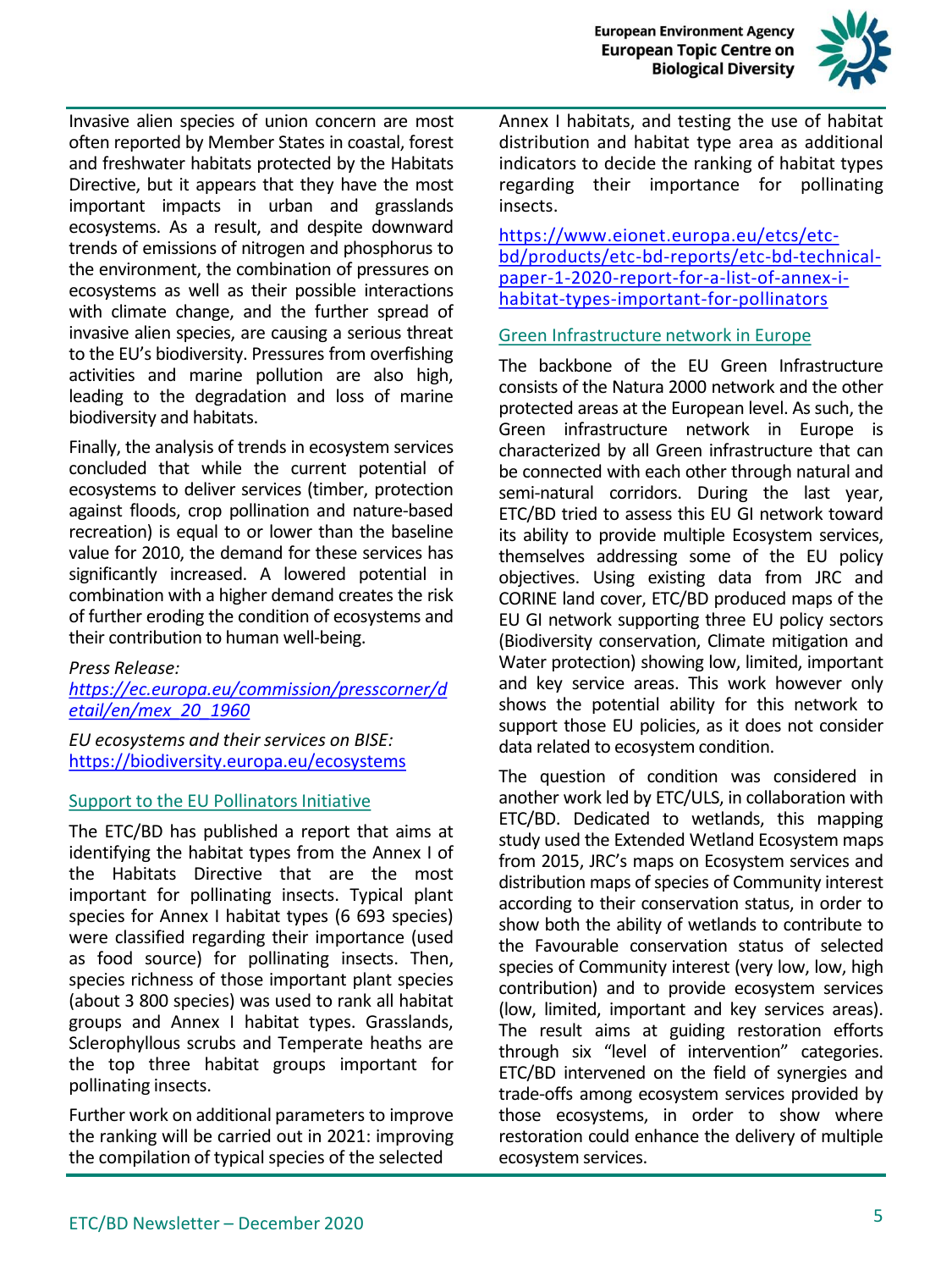Invasive alien species of union concern are most often reported by Member States in coastal, forest and freshwater habitats protected by the Habitats Directive, but it appears that they have the most important impacts in urban and grasslands ecosystems. As a result, and despite downward trends of emissions of nitrogen and phosphorus to the environment, the combination of pressures on ecosystems as well as their possible interactions with climate change, and the further spread of invasive alien species, are causing a serious threat to the EU's biodiversity. Pressures from overfishing activities and marine pollution are also high, leading to the degradation and loss of marine biodiversity and habitats.

Finally, the analysis of trends in ecosystem services concluded that while the current potential of ecosystems to deliver services (timber, protection against floods, crop pollination and nature-based recreation) is equal to or lower than the baseline value for 2010, the demand for these services has significantly increased. A lowered potential in combination with a higher demand creates the risk of further eroding the condition of ecosystems and their contribution to human well-being.

*Press Release:*
*[https://ec.europa.eu/commission/presscorner/detail/en/mex_20_1960](https://ec.europa.eu/commission/presscorner/detail/en/mex_20_1960)*

*EU ecosystems and their services on BISE:* [https://biodiversity.europa.eu/ecosystems](https://biodiversity.europa.eu/ecosystems)

## Support to the EU Pollinators Initiative

The ETC/BD has published a report that aims at identifying the habitat types from the Annex I of the Habitats Directive that are the most important for pollinating insects. Typical plant species for Annex I habitat types (6 693 species) were classified regarding their importance (used as food source) for pollinating insects. Then, species richness of those important plant species (about 3 800 species) was used to rank all habitat groups and Annex I habitat types. Grasslands, Sclerophyllous scrubs and Temperate heaths are the top three habitat groups important for pollinating insects.

Further work on additional parameters to improve the ranking will be carried out in 2021: improving the compilation of typical species of the selected Annex I habitats, and testing the use of habitat distribution and habitat type area as additional indicators to decide the ranking of habitat types regarding their importance for pollinating insects.

[https://www.eionet.europa.eu/etcs/etc-bd/products/etc-bd-reports/etc-bd-technical-paper-1-2020-report-for-a-list-of-annex-i-habitat-types-important-for-pollinators](https://www.eionet.europa.eu/etcs/etc-bd/products/etc-bd-reports/etc-bd-technical-paper-1-2020-report-for-a-list-of-annex-i-habitat-types-important-for-pollinators)

## Green Infrastructure network in Europe

The backbone of the EU Green Infrastructure consists of the Natura 2000 network and the other protected areas at the European level. As such, the Green infrastructure network in Europe is characterized by all Green infrastructure that can be connected with each other through natural and semi-natural corridors. During the last year, ETC/BD tried to assess this EU GI network toward its ability to provide multiple Ecosystem services, themselves addressing some of the EU policy objectives. Using existing data from JRC and CORINE land cover, ETC/BD produced maps of the EU GI network supporting three EU policy sectors (Biodiversity conservation, Climate mitigation and Water protection) showing low, limited, important and key service areas. This work however only shows the potential ability for this network to support those EU policies, as it does not consider data related to ecosystem condition.

The question of condition was considered in another work led by ETC/ULS, in collaboration with ETC/BD. Dedicated to wetlands, this mapping study used the Extended Wetland Ecosystem maps from 2015, JRC's maps on Ecosystem services and distribution maps of species of Community interest according to their conservation status, in order to show both the ability of wetlands to contribute to the Favourable conservation status of selected species of Community interest (very low, low, high contribution) and to provide ecosystem services (low, limited, important and key services areas). The result aims at guiding restoration efforts through six "level of intervention" categories. ETC/BD intervened on the field of synergies and trade-offs among ecosystem services provided by those ecosystems, in order to show where restoration could enhance the delivery of multiple ecosystem services.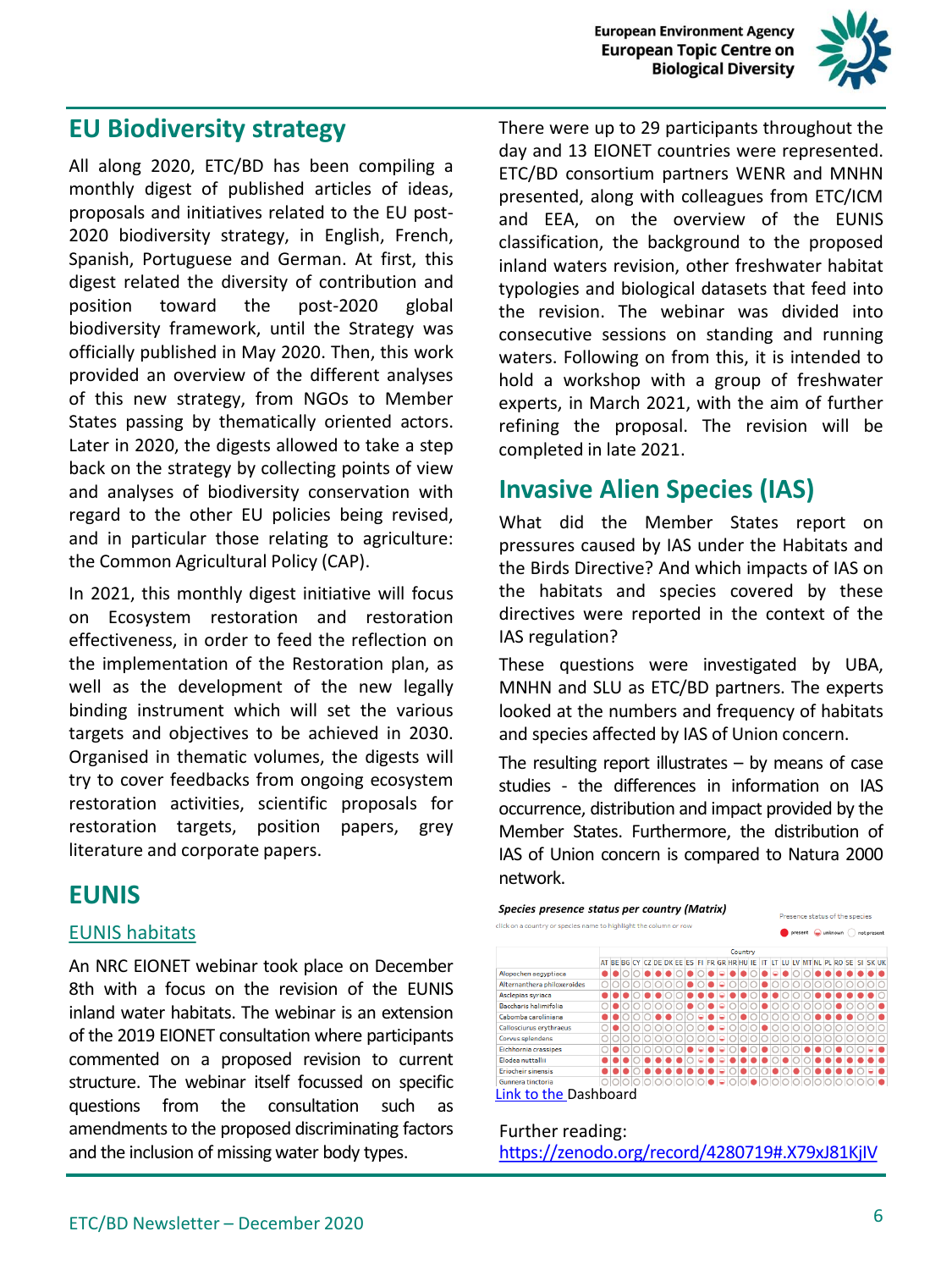## EU Biodiversity strategy

All along 2020, ETC/BD has been compiling a monthly digest of published articles of ideas, proposals and initiatives related to the EU post-2020 biodiversity strategy, in English, French, Spanish, Portuguese and German. At first, this digest related the diversity of contribution and position toward the post-2020 global biodiversity framework, until the Strategy was officially published in May 2020. Then, this work provided an overview of the different analyses of this new strategy, from NGOs to Member States passing by thematically oriented actors. Later in 2020, the digests allowed to take a step back on the strategy by collecting points of view and analyses of biodiversity conservation with regard to the other EU policies being revised, and in particular those relating to agriculture: the Common Agricultural Policy (CAP).

In 2021, this monthly digest initiative will focus on Ecosystem restoration and restoration effectiveness, in order to feed the reflection on the implementation of the Restoration plan, as well as the development of the new legally binding instrument which will set the various targets and objectives to be achieved in 2030. Organised in thematic volumes, the digests will try to cover feedbacks from ongoing ecosystem restoration activities, scientific proposals for restoration targets, position papers, grey literature and corporate papers.

## EUNIS

### EUNIS habitats

An NRC EIONET webinar took place on December 8th with a focus on the revision of the EUNIS inland water habitats. The webinar is an extension of the 2019 EIONET consultation where participants commented on a proposed revision to current structure. The webinar itself focussed on specific questions from the consultation such as amendments to the proposed discriminating factors and the inclusion of missing water body types.

There were up to 29 participants throughout the day and 13 EIONET countries were represented. ETC/BD consortium partners WENR and MNHN presented, along with colleagues from ETC/ICM and EEA, on the overview of the EUNIS classification, the background to the proposed inland waters revision, other freshwater habitat typologies and biological datasets that feed into the revision. The webinar was divided into consecutive sessions on standing and running waters. Following on from this, it is intended to hold a workshop with a group of freshwater experts, in March 2021, with the aim of further refining the proposal. The revision will be completed in late 2021.

## Invasive Alien Species (IAS)

What did the Member States report on pressures caused by IAS under the Habitats and the Birds Directive? And which impacts of IAS on the habitats and species covered by these directives were reported in the context of the IAS regulation?

These questions were investigated by UBA, MNHN and SLU as ETC/BD partners. The experts looked at the numbers and frequency of habitats and species affected by IAS of Union concern.

The resulting report illustrates – by means of case studies - the differences in information on IAS occurrence, distribution and impact provided by the Member States. Furthermore, the distribution of IAS of Union concern is compared to Natura 2000 network.

**Species presence status per country (Matrix)**

Link to the Dashboard

Further reading:
https://zenodo.org/record/4280719#.X79xJ81KjIV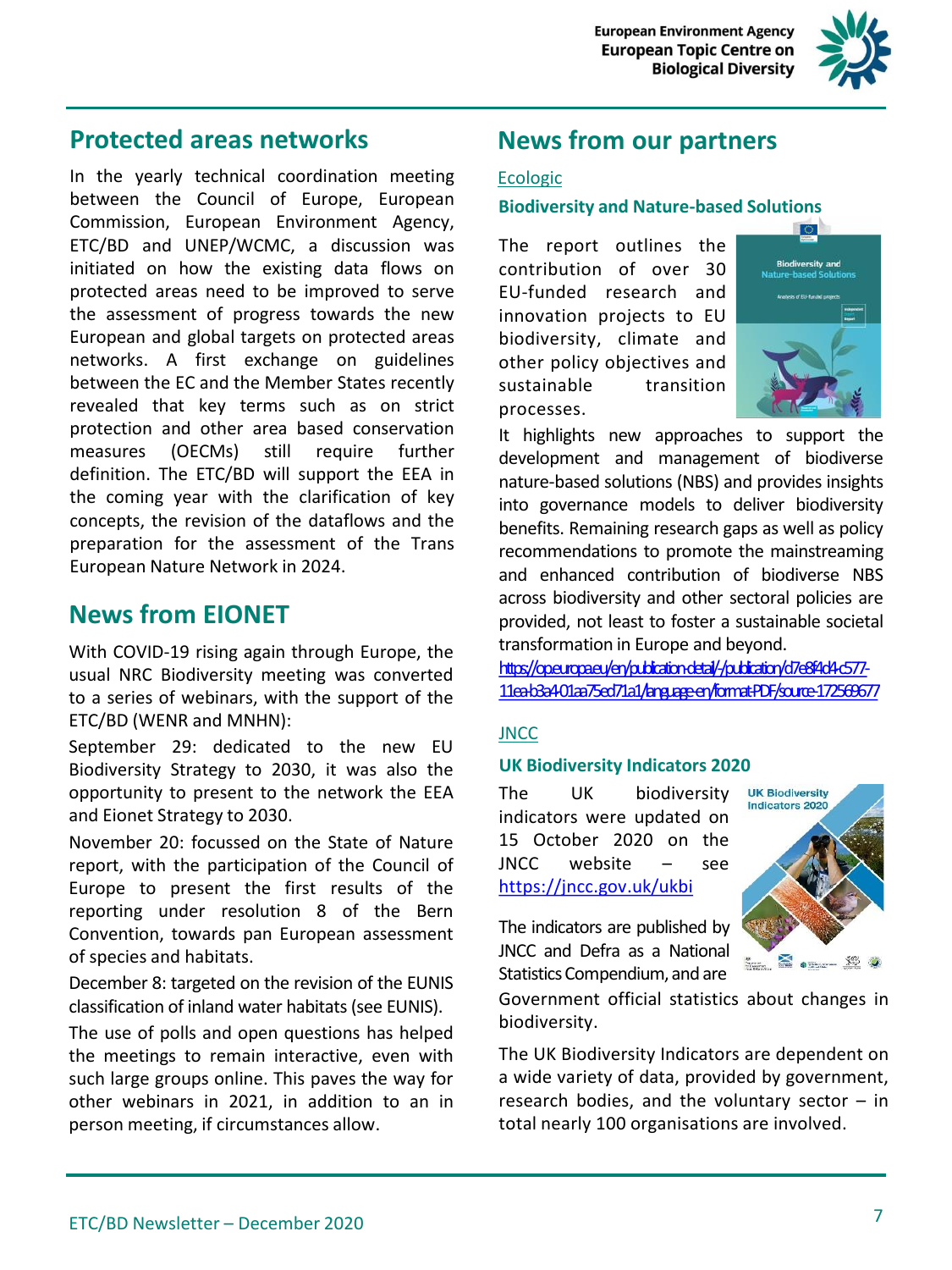## Protected areas networks

In the yearly technical coordination meeting between the Council of Europe, European Commission, European Environment Agency, ETC/BD and UNEP/WCMC, a discussion was initiated on how the existing data flows on protected areas need to be improved to serve the assessment of progress towards the new European and global targets on protected areas networks. A first exchange on guidelines between the EC and the Member States recently revealed that key terms such as on strict protection and other area based conservation measures (OECMs) still require further definition. The ETC/BD will support the EEA in the coming year with the clarification of key concepts, the revision of the dataflows and the preparation for the assessment of the Trans European Nature Network in 2024.

## News from EIONET

With COVID-19 rising again through Europe, the usual NRC Biodiversity meeting was converted to a series of webinars, with the support of the ETC/BD (WENR and MNHN):

September 29: dedicated to the new EU Biodiversity Strategy to 2030, it was also the opportunity to present to the network the EEA and Eionet Strategy to 2030.

November 20: focussed on the State of Nature report, with the participation of the Council of Europe to present the first results of the reporting under resolution 8 of the Bern Convention, towards pan European assessment of species and habitats.

December 8: targeted on the revision of the EUNIS classification of inland water habitats (see EUNIS).

The use of polls and open questions has helped the meetings to remain interactive, even with such large groups online. This paves the way for other webinars in 2021, in addition to an in person meeting, if circumstances allow.

## News from our partners

Ecologic

**Biodiversity and Nature-based Solutions**

The report outlines the contribution of over 30 EU-funded research and innovation projects to EU biodiversity, climate and other policy objectives and sustainable transition processes.

It highlights new approaches to support the development and management of biodiverse nature-based solutions (NBS) and provides insights into governance models to deliver biodiversity benefits. Remaining research gaps as well as policy recommendations to promote the mainstreaming and enhanced contribution of biodiverse NBS across biodiversity and other sectoral policies are provided, not least to foster a sustainable societal transformation in Europe and beyond.

https://op.europa.eu/en/publication-detail/-/publication/d7e8f4d4-c577-11ea-b3a4-01aa75ed71a1/language-en/format-PDF/source-172569677

JNCC

**UK Biodiversity Indicators 2020**

The UK biodiversity indicators were updated on 15 October 2020 on the JNCC website – see https://jncc.gov.uk/ukbi

The indicators are published by JNCC and Defra as a National Statistics Compendium, and are Government official statistics about changes in biodiversity.

The UK Biodiversity Indicators are dependent on a wide variety of data, provided by government, research bodies, and the voluntary sector – in total nearly 100 organisations are involved.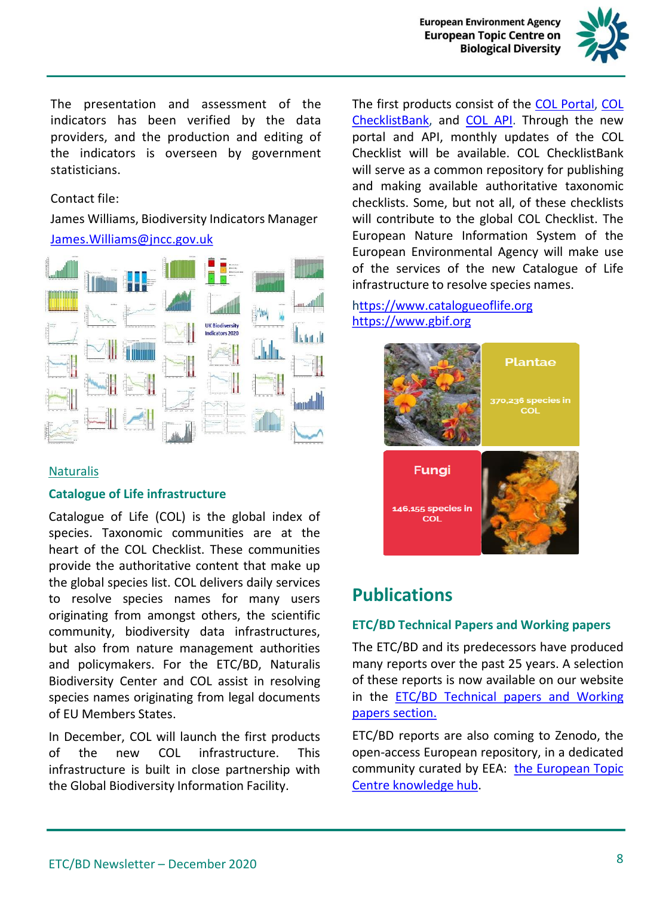The presentation and assessment of the indicators has been verified by the data providers, and the production and editing of the indicators is overseen by government statisticians.

Contact file:

James Williams, Biodiversity Indicators Manager

James.Williams@jncc.gov.uk

UK Biodiversity Indicators 2020

Naturalis

### Catalogue of Life infrastructure

Catalogue of Life (COL) is the global index of species. Taxonomic communities are at the heart of the COL Checklist. These communities provide the authoritative content that make up the global species list. COL delivers daily services to resolve species names for many users originating from amongst others, the scientific community, biodiversity data infrastructures, but also from nature management authorities and policymakers. For the ETC/BD, Naturalis Biodiversity Center and COL assist in resolving species names originating from legal documents of EU Members States.

In December, COL will launch the first products of the new COL infrastructure. This infrastructure is built in close partnership with the Global Biodiversity Information Facility.

The first products consist of the COL Portal, COL ChecklistBank, and COL API. Through the new portal and API, monthly updates of the COL Checklist will be available. COL ChecklistBank will serve as a common repository for publishing and making available authoritative taxonomic checklists. Some, but not all, of these checklists will contribute to the global COL Checklist. The European Nature Information System of the European Environmental Agency will make use of the services of the new Catalogue of Life infrastructure to resolve species names.

https://www.catalogueoflife.org
https://www.gbif.org

Plantae

370,236 species in COL

Fungi

146,155 species in COL

## Publications

### ETC/BD Technical Papers and Working papers

The ETC/BD and its predecessors have produced many reports over the past 25 years. A selection of these reports is now available on our website in the ETC/BD Technical papers and Working papers section.

ETC/BD reports are also coming to Zenodo, the open-access European repository, in a dedicated community curated by EEA: the European Topic Centre knowledge hub.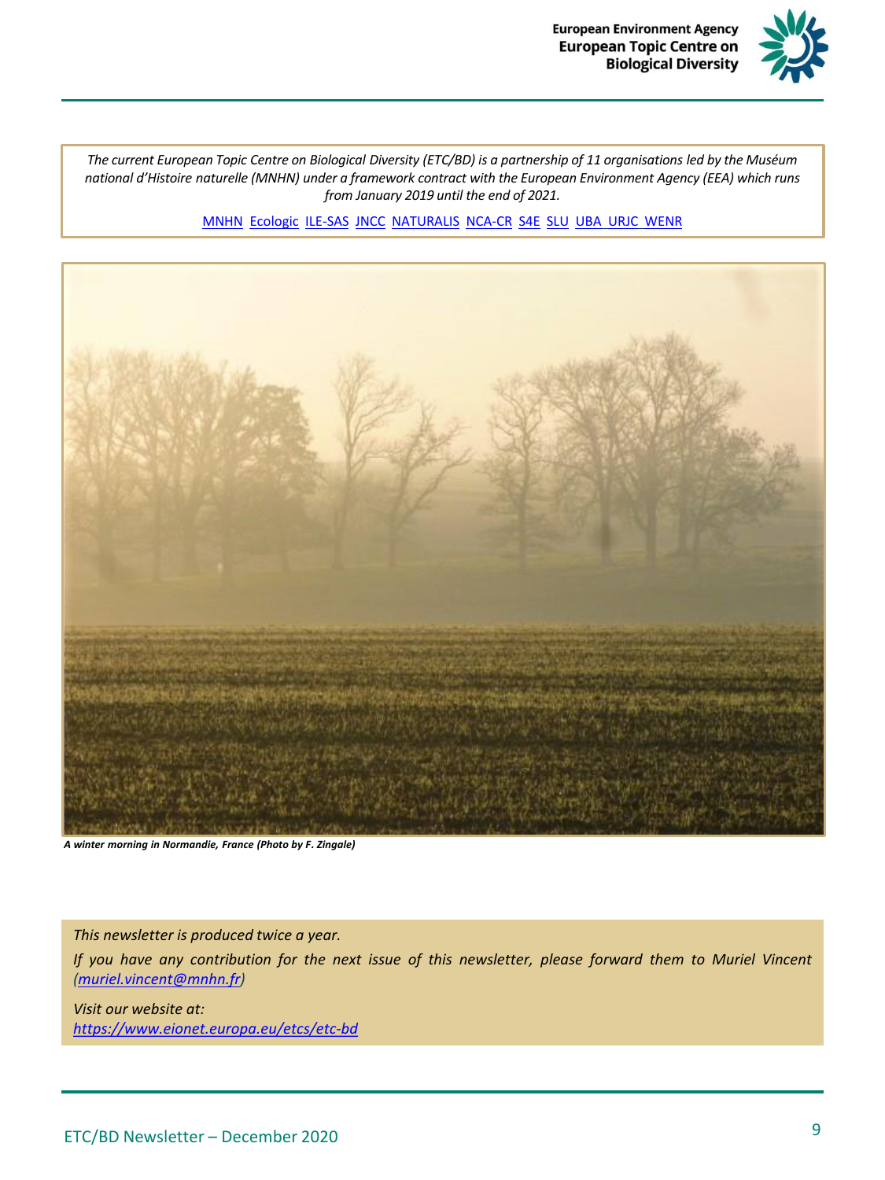*The current European Topic Centre on Biological Diversity (ETC/BD) is a partnership of 11 organisations led by the Muséum national d'Histoire naturelle (MNHN) under a framework contract with the European Environment Agency (EEA) which runs from January 2019 until the end of 2021.*

MNHN Ecologic ILE-SAS JNCC NATURALIS NCA-CR S4E SLU UBA URJC WENR

***A winter morning in Normandie, France (Photo by F. Zingale)***

*This newsletter is produced twice a year.*

*If you have any contribution for the next issue of this newsletter, please forward them to Muriel Vincent (muriel.vincent@mnhn.fr)*

*Visit our website at:*
*https://www.eionet.europa.eu/etcs/etc-bd*